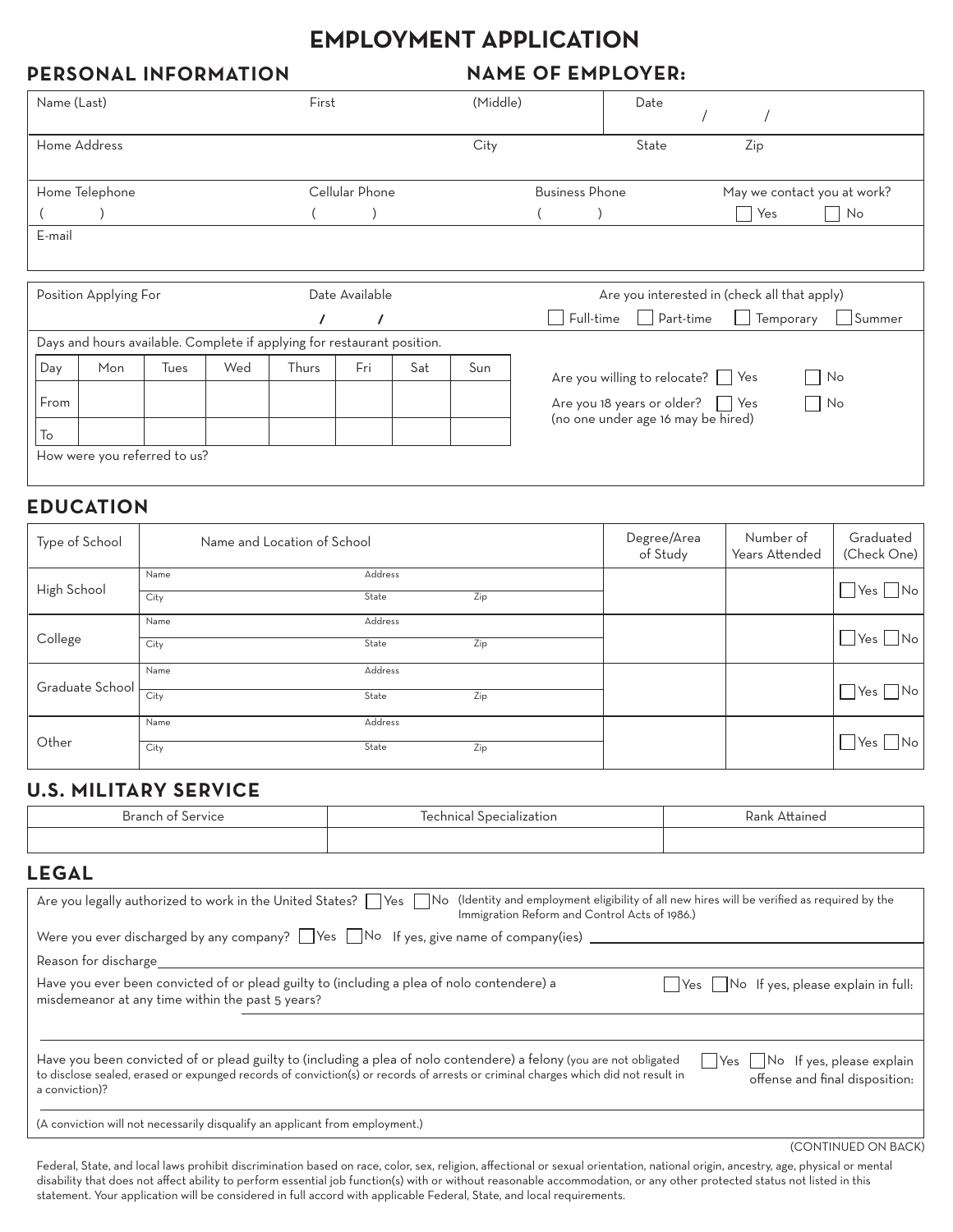# EMPLOYMENT APPLICATION

## PERSONAL INFORMATION

## NAME OF EMPLOYER:

| Name (Last) | First | (Middle) | Date / / |
|---|---|---|---|
| Home Address | | City | State Zip |
| Home Telephone ( ) | Cellular Phone ( ) | Business Phone ( ) | May we contact you at work? ☐ Yes ☐ No |
| E-mail | | | |

| Position Applying For | Date Available / / | Are you interested in (check all that apply) ☐ Full-time ☐ Part-time ☐ Temporary ☐ Summer |
|---|---|---|

Days and hours available. Complete if applying for restaurant position.

| Day | Mon | Tues | Wed | Thurs | Fri | Sat | Sun |
|---|---|---|---|---|---|---|---|
| From | | | | | | | |
| To | | | | | | | |

Are you willing to relocate? ☐ Yes ☐ No

Are you 18 years or older? ☐ Yes ☐ No
(no one under age 16 may be hired)

How were you referred to us?

## EDUCATION

| Type of School | Name and Location of School | Degree/Area of Study | Number of Years Attended | Graduated (Check One) |
|---|---|---|---|---|
| High School | Name Address<br>City State Zip | | | ☐ Yes ☐ No |
| College | Name Address<br>City State Zip | | | ☐ Yes ☐ No |
| Graduate School | Name Address<br>City State Zip | | | ☐ Yes ☐ No |
| Other | Name Address<br>City State Zip | | | ☐ Yes ☐ No |

## U.S. MILITARY SERVICE

| Branch of Service | Technical Specialization | Rank Attained |
|---|---|---|
| | | |

## LEGAL

Are you legally authorized to work in the United States? ☐ Yes ☐ No (Identity and employment eligibility of all new hires will be verified as required by the Immigration Reform and Control Acts of 1986.)

Were you ever discharged by any company? ☐ Yes ☐ No If yes, give name of company(ies) \_\_\_\_\_\_\_\_\_\_

Reason for discharge \_\_\_\_\_\_\_\_\_\_

Have you ever been convicted of or plead guilty to (including a plea of nolo contendere) a misdemeanor at any time within the past 5 years? ☐ Yes ☐ No If yes, please explain in full:

Have you been convicted of or plead guilty to (including a plea of nolo contendere) a felony (you are not obligated to disclose sealed, erased or expunged records of conviction(s) or records of arrests or criminal charges which did not result in a conviction)? ☐ Yes ☐ No If yes, please explain offense and final disposition:

(A conviction will not necessarily disqualify an applicant from employment.)

(CONTINUED ON BACK)

Federal, State, and local laws prohibit discrimination based on race, color, sex, religion, affectional or sexual orientation, national origin, ancestry, age, physical or mental disability that does not affect ability to perform essential job function(s) with or without reasonable accommodation, or any other protected status not listed in this statement. Your application will be considered in full accord with applicable Federal, State, and local requirements.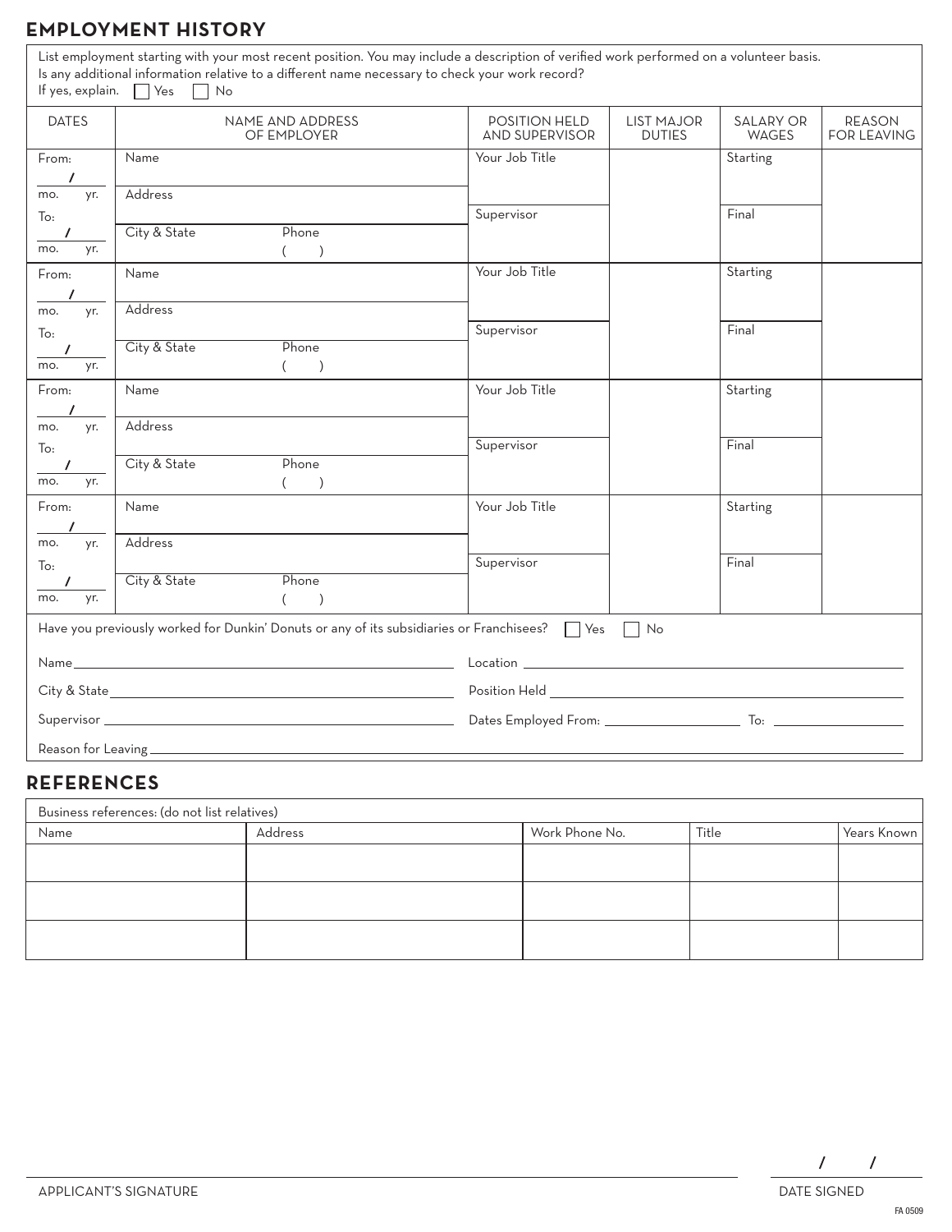## EMPLOYMENT HISTORY

List employment starting with your most recent position. You may include a description of verified work performed on a volunteer basis.
Is any additional information relative to a different name necessary to check your work record?
If yes, explain. ☐ Yes ☐ No

| DATES | NAME AND ADDRESS OF EMPLOYER | POSITION HELD AND SUPERVISOR | LIST MAJOR DUTIES | SALARY OR WAGES | REASON FOR LEAVING |
|---|---|---|---|---|---|
| From: / mo. yr. To: / mo. yr. | Name<br>Address<br>City & State Phone ( ) | Your Job Title<br>Supervisor | | Starting<br>Final | |
| From: / mo. yr. To: / mo. yr. | Name<br>Address<br>City & State Phone ( ) | Your Job Title<br>Supervisor | | Starting<br>Final | |
| From: / mo. yr. To: / mo. yr. | Name<br>Address<br>City & State Phone ( ) | Your Job Title<br>Supervisor | | Starting<br>Final | |
| From: / mo. yr. To: / mo. yr. | Name<br>Address<br>City & State Phone ( ) | Your Job Title<br>Supervisor | | Starting<br>Final | |

Have you previously worked for Dunkin' Donuts or any of its subsidiaries or Franchisees? ☐ Yes ☐ No

Name \_\_\_\_\_\_\_\_\_\_ Location \_\_\_\_\_\_\_\_\_\_

City & State \_\_\_\_\_\_\_\_\_\_ Position Held \_\_\_\_\_\_\_\_\_\_

Supervisor \_\_\_\_\_\_\_\_\_\_ Dates Employed From: \_\_\_\_\_\_\_\_\_\_ To: \_\_\_\_\_\_\_\_\_\_

Reason for Leaving \_\_\_\_\_\_\_\_\_\_

## REFERENCES

Business references: (do not list relatives)

| Name | Address | Work Phone No. | Title | Years Known |
|---|---|---|---|---|
| | | | | |
| | | | | |
| | | | | |

APPLICANT'S SIGNATURE

/ /
DATE SIGNED

FA 0509